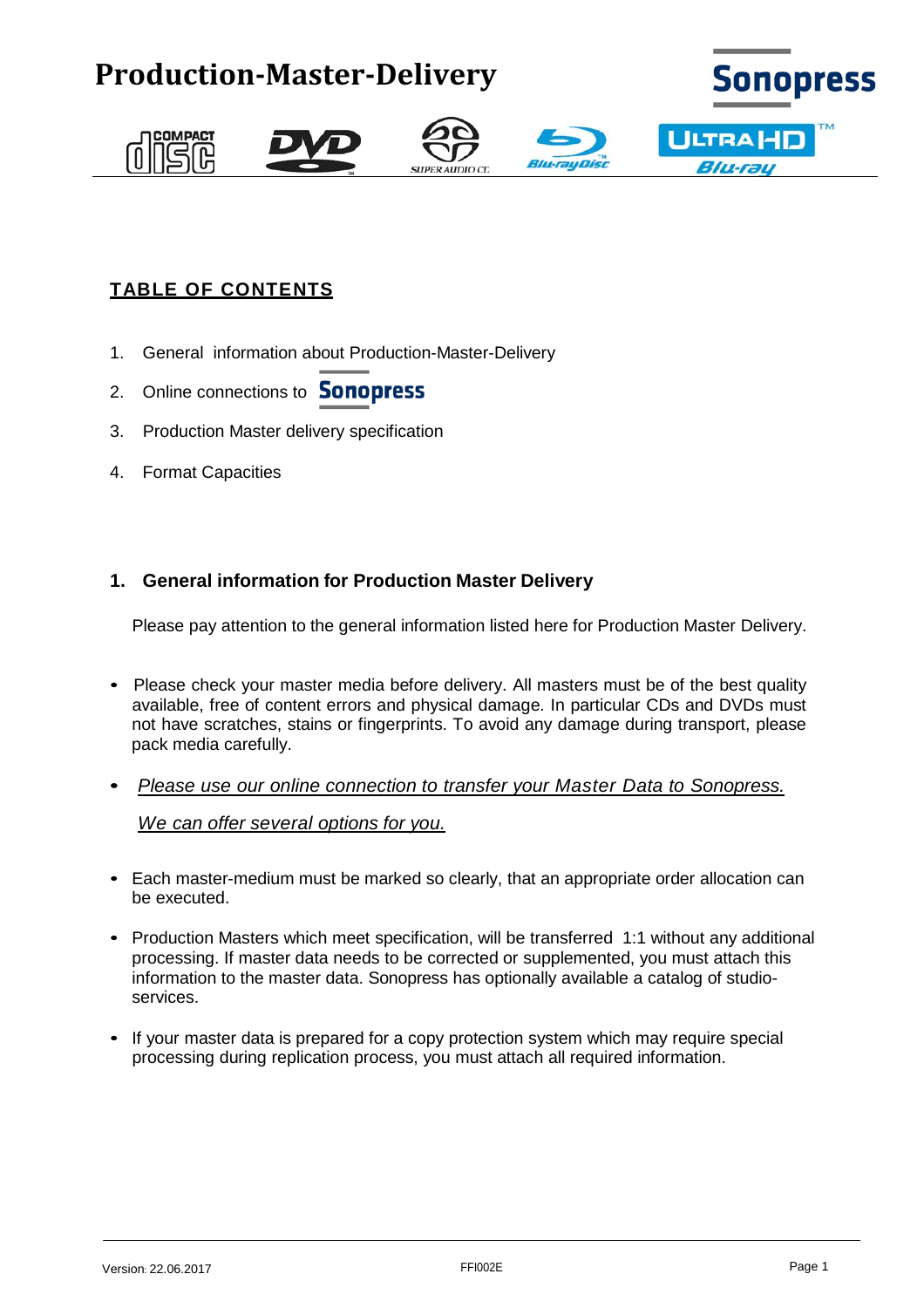# Production-Master-Delivery

Sonopress

## TABLE OF CONTENTS

1. General information about Production-Master-Delivery
2. Online connections to Sonopress
3. Production Master delivery specification
4. Format Capacities

## 1. General information for Production Master Delivery

Please pay attention to the general information listed here for Production Master Delivery.

- Please check your master media before delivery. All masters must be of the best quality available, free of content errors and physical damage. In particular CDs and DVDs must not have scratches, stains or fingerprints. To avoid any damage during transport, please pack media carefully.

- *Please use our online connection to transfer your Master Data to Sonopress.*

  *We can offer several options for you.*

- Each master-medium must be marked so clearly, that an appropriate order allocation can be executed.

- Production Masters which meet specification, will be transferred 1:1 without any additional processing. If master data needs to be corrected or supplemented, you must attach this information to the master data. Sonopress has optionally available a catalog of studio-services.

- If your master data is prepared for a copy protection system which may require special processing during replication process, you must attach all required information.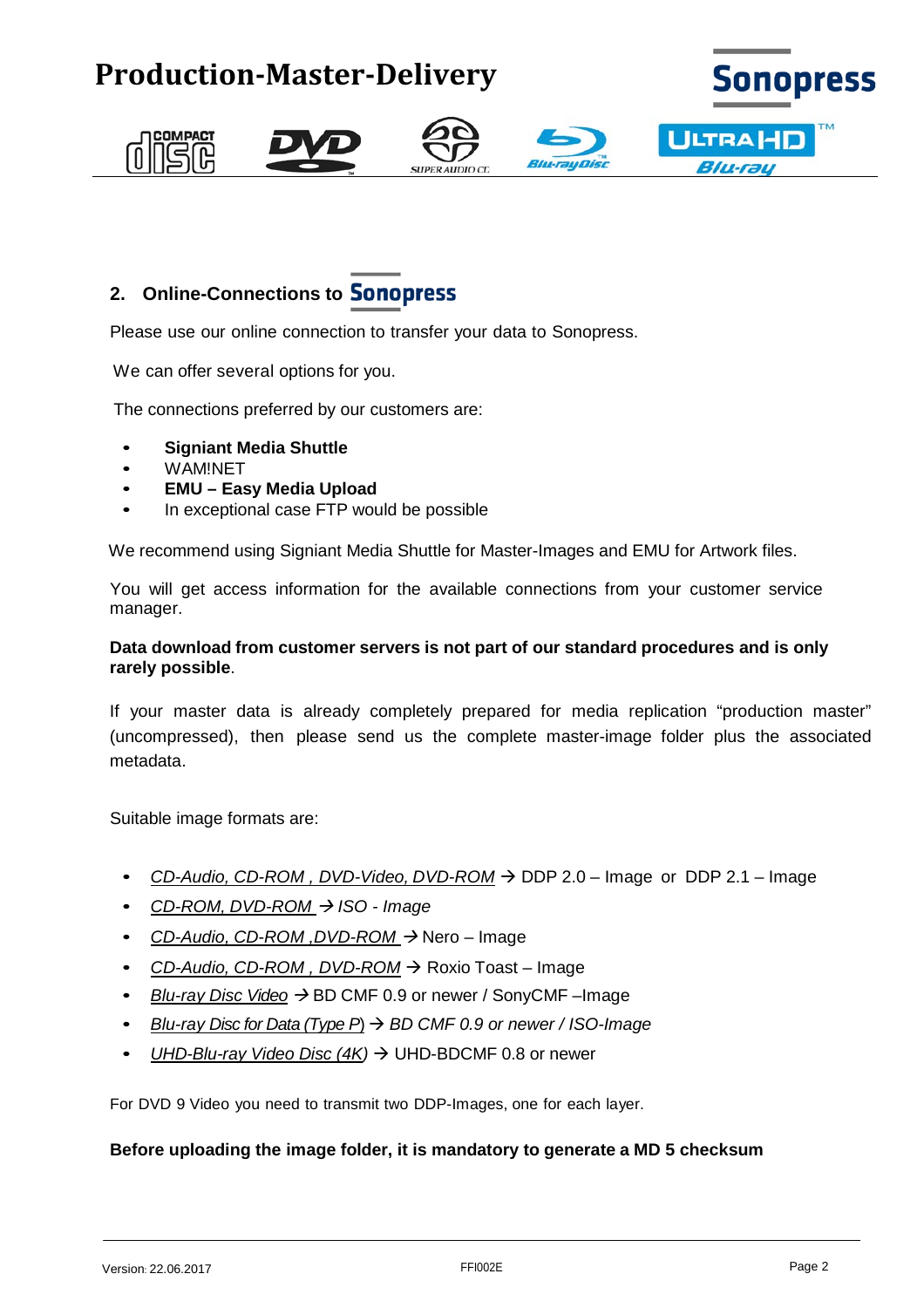## 2. Online-Connections to Sonopress

Please use our online connection to transfer your data to Sonopress.

We can offer several options for you.

The connections preferred by our customers are:

- **Signiant Media Shuttle**
- WAM!NET
- **EMU – Easy Media Upload**
- In exceptional case FTP would be possible

We recommend using Signiant Media Shuttle for Master-Images and EMU for Artwork files.

You will get access information for the available connections from your customer service manager.

**Data download from customer servers is not part of our standard procedures and is only rarely possible**.

If your master data is already completely prepared for media replication "production master" (uncompressed), then please send us the complete master-image folder plus the associated metadata.

Suitable image formats are:

- *CD-Audio, CD-ROM , DVD-Video, DVD-ROM* → DDP 2.0 – Image or DDP 2.1 – Image
- *CD-ROM, DVD-ROM* → *ISO - Image*
- *CD-Audio, CD-ROM ,DVD-ROM* → Nero – Image
- *CD-Audio, CD-ROM , DVD-ROM* → Roxio Toast – Image
- *Blu-ray Disc Video* → BD CMF 0.9 or newer / SonyCMF –Image
- *Blu-ray Disc for Data (Type P)* → *BD CMF 0.9 or newer / ISO-Image*
- *UHD-Blu-ray Video Disc (4K)* → UHD-BDCMF 0.8 or newer

For DVD 9 Video you need to transmit two DDP-Images, one for each layer.

**Before uploading the image folder, it is mandatory to generate a MD 5 checksum**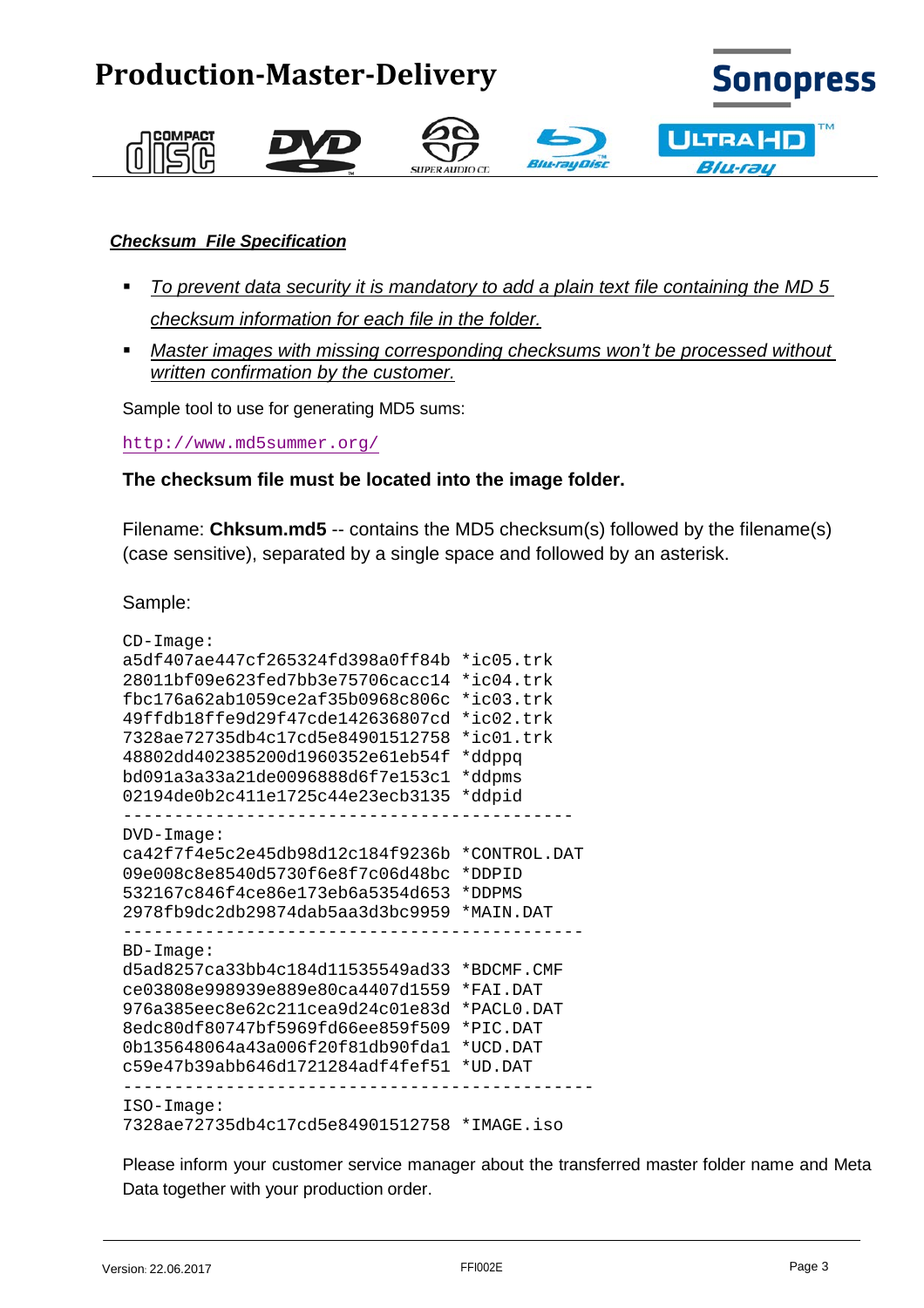***Checksum File Specification***

- *To prevent data security it is mandatory to add a plain text file containing the MD 5 checksum information for each file in the folder.*
- *Master images with missing corresponding checksums won't be processed without written confirmation by the customer.*

Sample tool to use for generating MD5 sums:

http://www.md5summer.org/

**The checksum file must be located into the image folder.**

Filename: **Chksum.md5** -- contains the MD5 checksum(s) followed by the filename(s) (case sensitive), separated by a single space and followed by an asterisk.

Sample:

```
CD-Image:
a5df407ae447cf265324fd398a0ff84b *ic05.trk
28011bf09e623fed7bb3e75706cacc14 *ic04.trk
fbc176a62ab1059ce2af35b0968c806c *ic03.trk
49ffdb18ffe9d29f47cde142636807cd *ic02.trk
7328ae72735db4c17cd5e84901512758 *ic01.trk
48802dd402385200d1960352e61eb54f *ddppq
bd091a3a33a21de0096888d6f7e153c1 *ddpms
02194de0b2c411e1725c44e23ecb3135 *ddpid
--------------------------------------------
DVD-Image:
ca42f7f4e5c2e45db98d12c184f9236b *CONTROL.DAT
09e008c8e8540d5730f6e8f7c06d48bc *DDPID
532167c846f4ce86e173eb6a5354d653 *DDPMS
2978fb9dc2db29874dab5aa3d3bc9959 *MAIN.DAT
---------------------------------------------
BD-Image:
d5ad8257ca33bb4c184d11535549ad33 *BDCMF.CMF
ce03808e998939e889e80ca4407d1559 *FAI.DAT
976a385eec8e62c211cea9d24c01e83d *PACL0.DAT
8edc80df80747bf5969fd66ee859f509 *PIC.DAT
0b135648064a43a006f20f81db90fda1 *UCD.DAT
c59e47b39abb646d1721284adf4fef51 *UD.DAT
----------------------------------------------
ISO-Image:
7328ae72735db4c17cd5e84901512758 *IMAGE.iso
```

Please inform your customer service manager about the transferred master folder name and Meta Data together with your production order.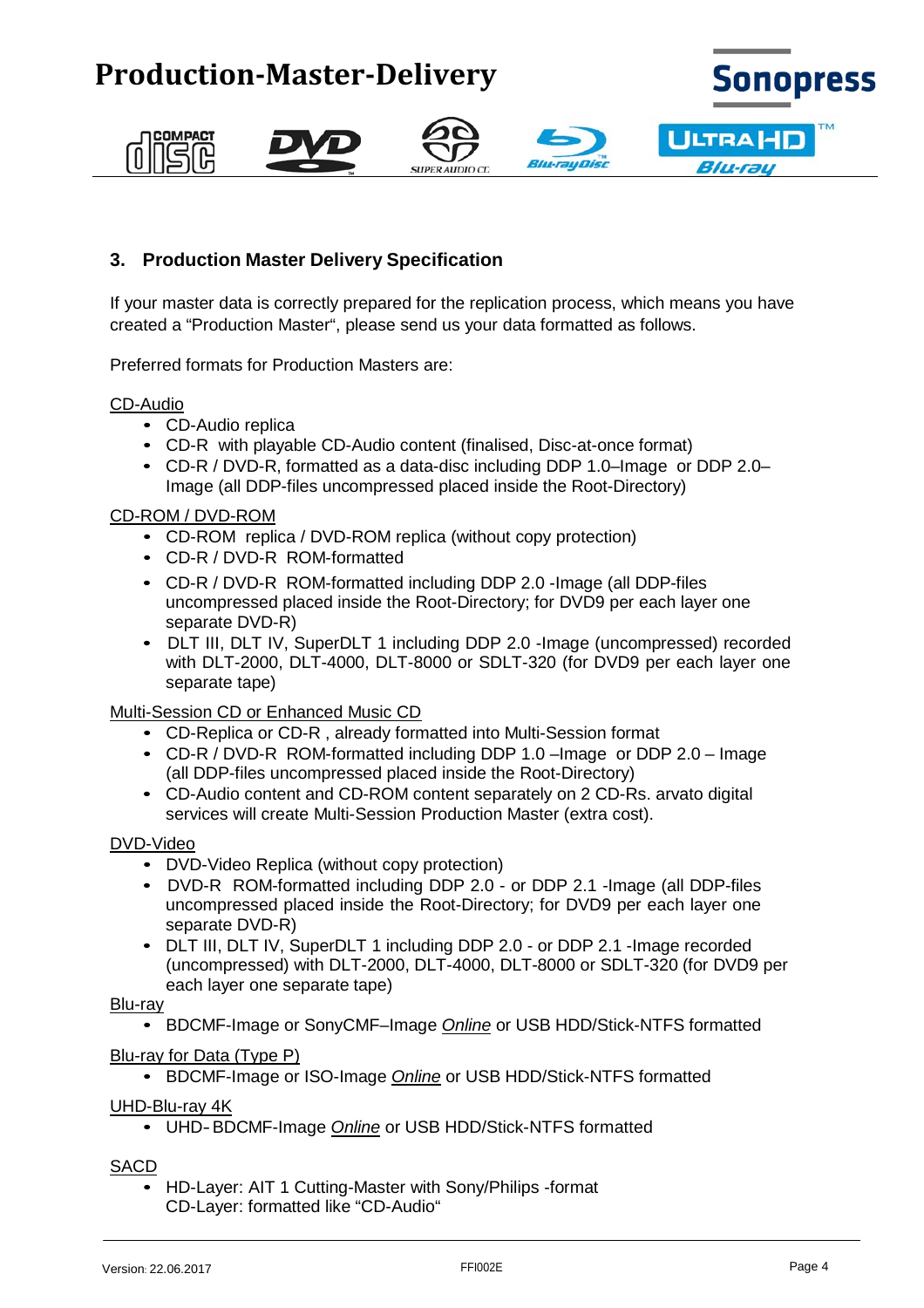## 3. Production Master Delivery Specification

If your master data is correctly prepared for the replication process, which means you have created a “Production Master“, please send us your data formatted as follows.

Preferred formats for Production Masters are:

CD-Audio

- CD-Audio replica
- CD-R with playable CD-Audio content (finalised, Disc-at-once format)
- CD-R / DVD-R, formatted as a data-disc including DDP 1.0–Image or DDP 2.0–Image (all DDP-files uncompressed placed inside the Root-Directory)

CD-ROM / DVD-ROM

- CD-ROM replica / DVD-ROM replica (without copy protection)
- CD-R / DVD-R ROM-formatted
- CD-R / DVD-R ROM-formatted including DDP 2.0 -Image (all DDP-files uncompressed placed inside the Root-Directory; for DVD9 per each layer one separate DVD-R)
- DLT III, DLT IV, SuperDLT 1 including DDP 2.0 -Image (uncompressed) recorded with DLT-2000, DLT-4000, DLT-8000 or SDLT-320 (for DVD9 per each layer one separate tape)

Multi-Session CD or Enhanced Music CD

- CD-Replica or CD-R , already formatted into Multi-Session format
- CD-R / DVD-R ROM-formatted including DDP 1.0 –Image or DDP 2.0 – Image (all DDP-files uncompressed placed inside the Root-Directory)
- CD-Audio content and CD-ROM content separately on 2 CD-Rs. arvato digital services will create Multi-Session Production Master (extra cost).

DVD-Video

- DVD-Video Replica (without copy protection)
- DVD-R ROM-formatted including DDP 2.0 - or DDP 2.1 -Image (all DDP-files uncompressed placed inside the Root-Directory; for DVD9 per each layer one separate DVD-R)
- DLT III, DLT IV, SuperDLT 1 including DDP 2.0 - or DDP 2.1 -Image recorded (uncompressed) with DLT-2000, DLT-4000, DLT-8000 or SDLT-320 (for DVD9 per each layer one separate tape)

Blu-ray

- BDCMF-Image or SonyCMF–Image *Online* or USB HDD/Stick-NTFS formatted

Blu-ray for Data (Type P)

- BDCMF-Image or ISO-Image *Online* or USB HDD/Stick-NTFS formatted

UHD-Blu-ray 4K

- UHD- BDCMF-Image *Online* or USB HDD/Stick-NTFS formatted

SACD

- HD-Layer: AIT 1 Cutting-Master with Sony/Philips -format
  CD-Layer: formatted like “CD-Audio“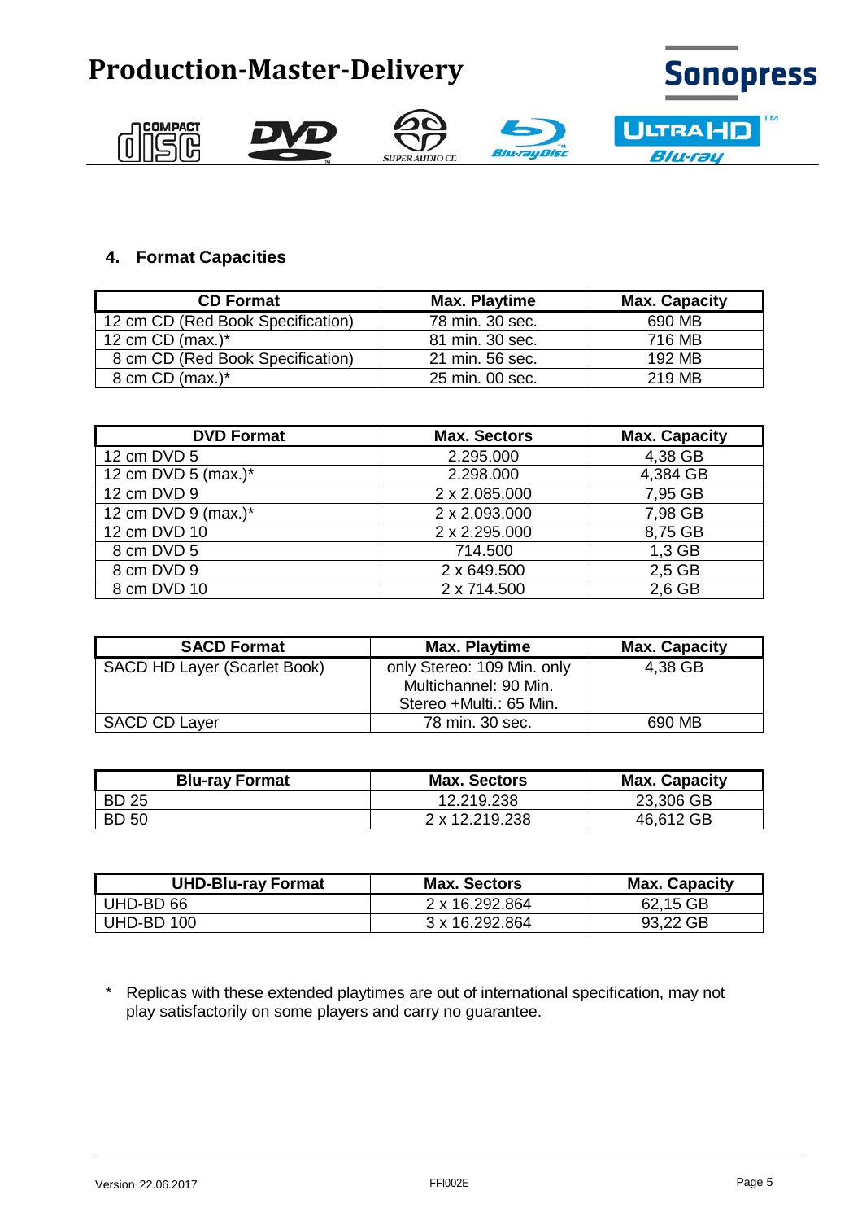## 4. Format Capacities

| CD Format | Max. Playtime | Max. Capacity |
|---|---|---|
| 12 cm CD (Red Book Specification) | 78 min. 30 sec. | 690 MB |
| 12 cm CD (max.)* | 81 min. 30 sec. | 716 MB |
| 8 cm CD (Red Book Specification) | 21 min. 56 sec. | 192 MB |
| 8 cm CD (max.)* | 25 min. 00 sec. | 219 MB |

| DVD Format | Max. Sectors | Max. Capacity |
|---|---|---|
| 12 cm DVD 5 | 2.295.000 | 4,38 GB |
| 12 cm DVD 5 (max.)* | 2.298.000 | 4,384 GB |
| 12 cm DVD 9 | 2 x 2.085.000 | 7,95 GB |
| 12 cm DVD 9 (max.)* | 2 x 2.093.000 | 7,98 GB |
| 12 cm DVD 10 | 2 x 2.295.000 | 8,75 GB |
| 8 cm DVD 5 | 714.500 | 1,3 GB |
| 8 cm DVD 9 | 2 x 649.500 | 2,5 GB |
| 8 cm DVD 10 | 2 x 714.500 | 2,6 GB |

| SACD Format | Max. Playtime | Max. Capacity |
|---|---|---|
| SACD HD Layer (Scarlet Book) | only Stereo: 109 Min. only Multichannel: 90 Min. Stereo +Multi.: 65 Min. | 4,38 GB |
| SACD CD Layer | 78 min. 30 sec. | 690 MB |

| Blu-ray Format | Max. Sectors | Max. Capacity |
|---|---|---|
| BD 25 | 12.219.238 | 23,306 GB |
| BD 50 | 2 x 12.219.238 | 46,612 GB |

| UHD-Blu-ray Format | Max. Sectors | Max. Capacity |
|---|---|---|
| UHD-BD 66 | 2 x 16.292.864 | 62,15 GB |
| UHD-BD 100 | 3 x 16.292.864 | 93,22 GB |

\* Replicas with these extended playtimes are out of international specification, may not play satisfactorily on some players and carry no guarantee.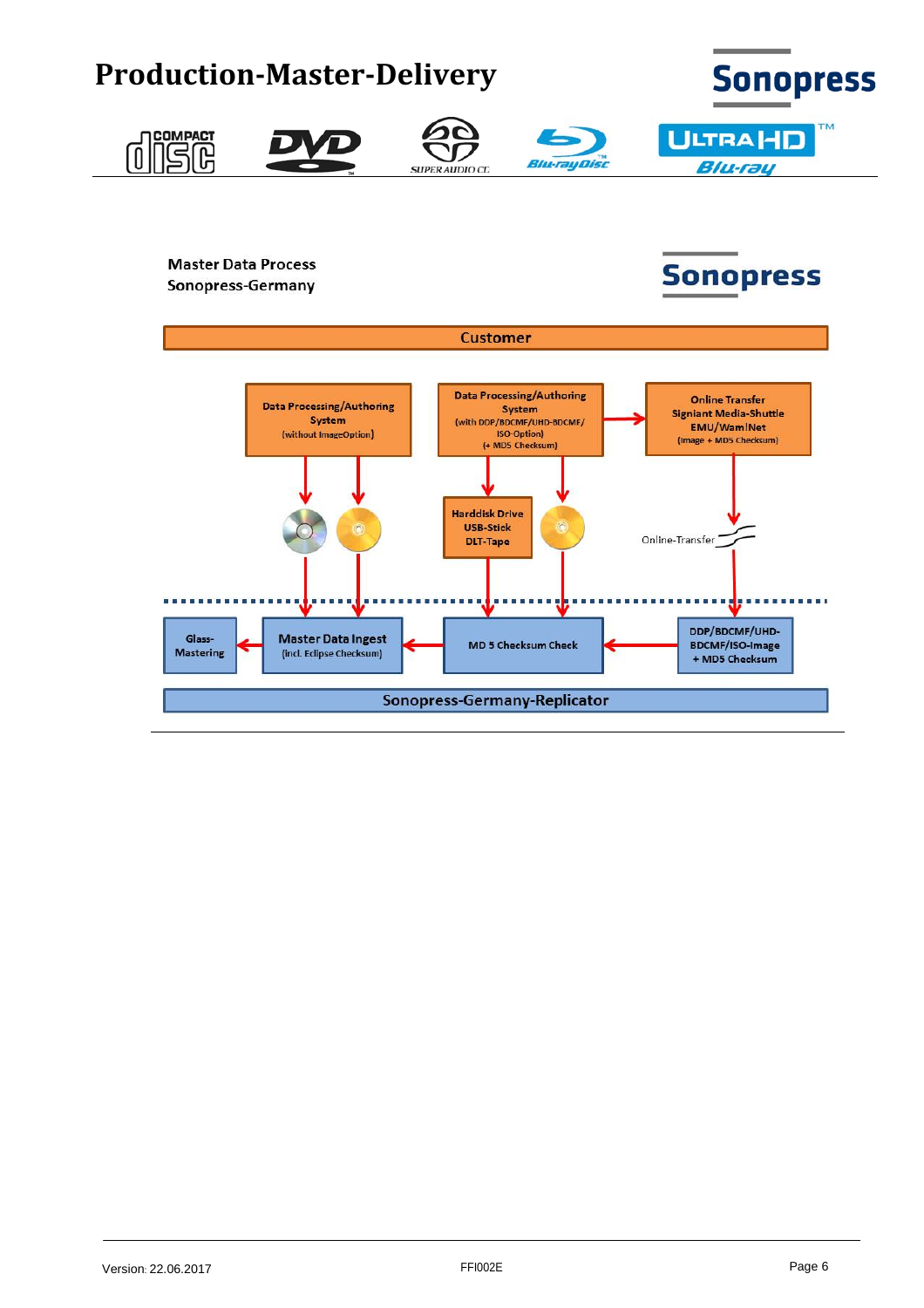# Production-Master-Delivery

Master Data Process
Sonopress-Germany

Customer

Data Processing/Authoring System (without ImageOption)

Data Processing/Authoring System (with DDP/BDCMF/UHD-BDCMF/ ISO-Option) (+ MD5 Checksum)

Online Transfer
Signiant Media-Shuttle
EMU/Wam!Net
(Image + MD5 Checksum)

Harddisk Drive
USB-Stick
DLT-Tape

Online-Transfer

Glass-Mastering

Master Data Ingest (incl. Eclipse Checksum)

MD 5 Checksum Check

DDP/BDCMF/UHD-BDCMF/ISO-Image + MD5 Checksum

Sonopress-Germany-Replicator

Version: 22.06.2017 FFI002E